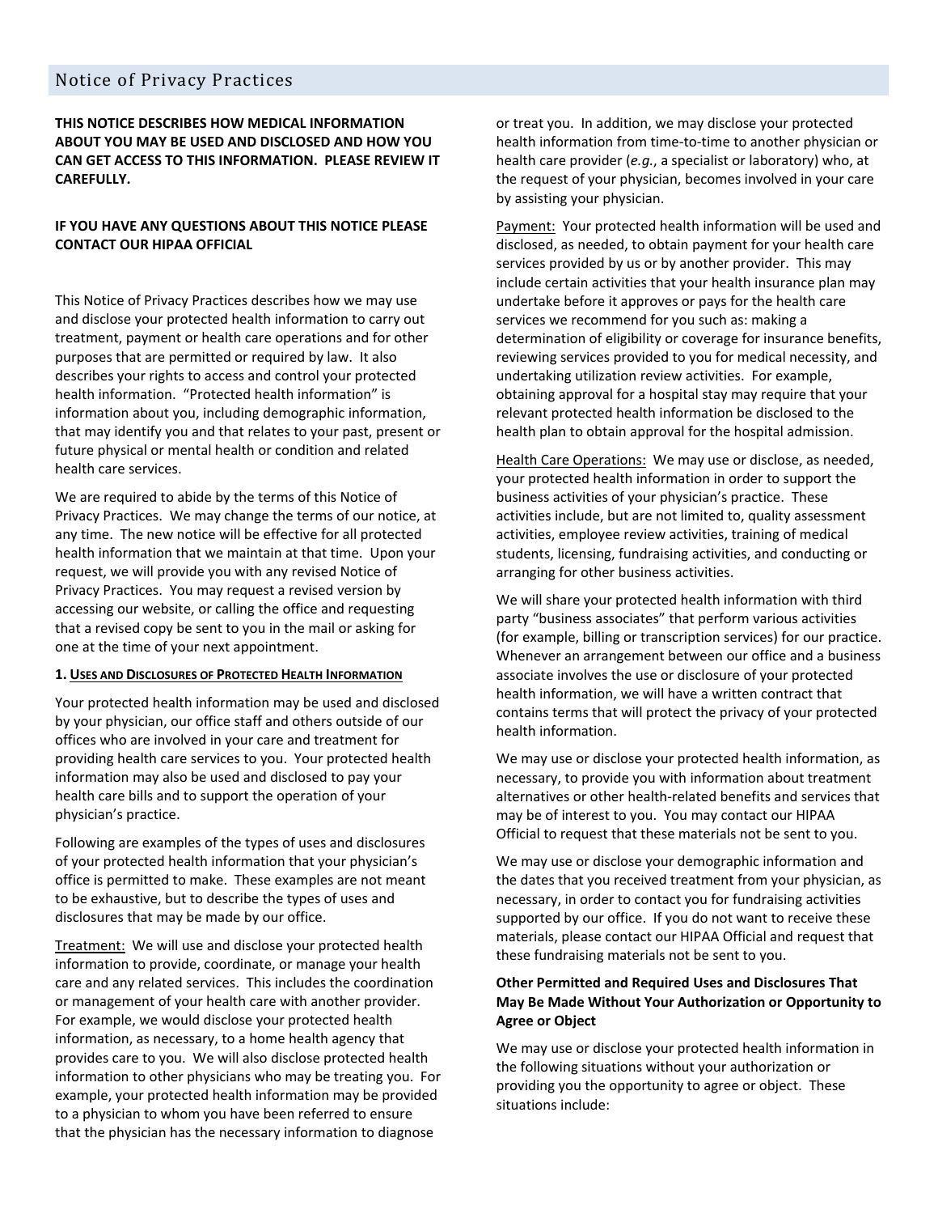# Notice of Privacy Practices

**THIS NOTICE DESCRIBES HOW MEDICAL INFORMATION ABOUT YOU MAY BE USED AND DISCLOSED AND HOW YOU CAN GET ACCESS TO THIS INFORMATION. PLEASE REVIEW IT CAREFULLY.**

**IF YOU HAVE ANY QUESTIONS ABOUT THIS NOTICE PLEASE CONTACT OUR HIPAA OFFICIAL**

This Notice of Privacy Practices describes how we may use and disclose your protected health information to carry out treatment, payment or health care operations and for other purposes that are permitted or required by law. It also describes your rights to access and control your protected health information. "Protected health information" is information about you, including demographic information, that may identify you and that relates to your past, present or future physical or mental health or condition and related health care services.

We are required to abide by the terms of this Notice of Privacy Practices. We may change the terms of our notice, at any time. The new notice will be effective for all protected health information that we maintain at that time. Upon your request, we will provide you with any revised Notice of Privacy Practices. You may request a revised version by accessing our website, or calling the office and requesting that a revised copy be sent to you in the mail or asking for one at the time of your next appointment.

## 1. Uses and Disclosures of Protected Health Information

Your protected health information may be used and disclosed by your physician, our office staff and others outside of our offices who are involved in your care and treatment for providing health care services to you. Your protected health information may also be used and disclosed to pay your health care bills and to support the operation of your physician's practice.

Following are examples of the types of uses and disclosures of your protected health information that your physician's office is permitted to make. These examples are not meant to be exhaustive, but to describe the types of uses and disclosures that may be made by our office.

Treatment: We will use and disclose your protected health information to provide, coordinate, or manage your health care and any related services. This includes the coordination or management of your health care with another provider. For example, we would disclose your protected health information, as necessary, to a home health agency that provides care to you. We will also disclose protected health information to other physicians who may be treating you. For example, your protected health information may be provided to a physician to whom you have been referred to ensure that the physician has the necessary information to diagnose or treat you. In addition, we may disclose your protected health information from time-to-time to another physician or health care provider (*e.g.*, a specialist or laboratory) who, at the request of your physician, becomes involved in your care by assisting your physician.

Payment: Your protected health information will be used and disclosed, as needed, to obtain payment for your health care services provided by us or by another provider. This may include certain activities that your health insurance plan may undertake before it approves or pays for the health care services we recommend for you such as: making a determination of eligibility or coverage for insurance benefits, reviewing services provided to you for medical necessity, and undertaking utilization review activities. For example, obtaining approval for a hospital stay may require that your relevant protected health information be disclosed to the health plan to obtain approval for the hospital admission.

Health Care Operations: We may use or disclose, as needed, your protected health information in order to support the business activities of your physician's practice. These activities include, but are not limited to, quality assessment activities, employee review activities, training of medical students, licensing, fundraising activities, and conducting or arranging for other business activities.

We will share your protected health information with third party "business associates" that perform various activities (for example, billing or transcription services) for our practice. Whenever an arrangement between our office and a business associate involves the use or disclosure of your protected health information, we will have a written contract that contains terms that will protect the privacy of your protected health information.

We may use or disclose your protected health information, as necessary, to provide you with information about treatment alternatives or other health-related benefits and services that may be of interest to you. You may contact our HIPAA Official to request that these materials not be sent to you.

We may use or disclose your demographic information and the dates that you received treatment from your physician, as necessary, in order to contact you for fundraising activities supported by our office. If you do not want to receive these materials, please contact our HIPAA Official and request that these fundraising materials not be sent to you.

### Other Permitted and Required Uses and Disclosures That May Be Made Without Your Authorization or Opportunity to Agree or Object

We may use or disclose your protected health information in the following situations without your authorization or providing you the opportunity to agree or object. These situations include: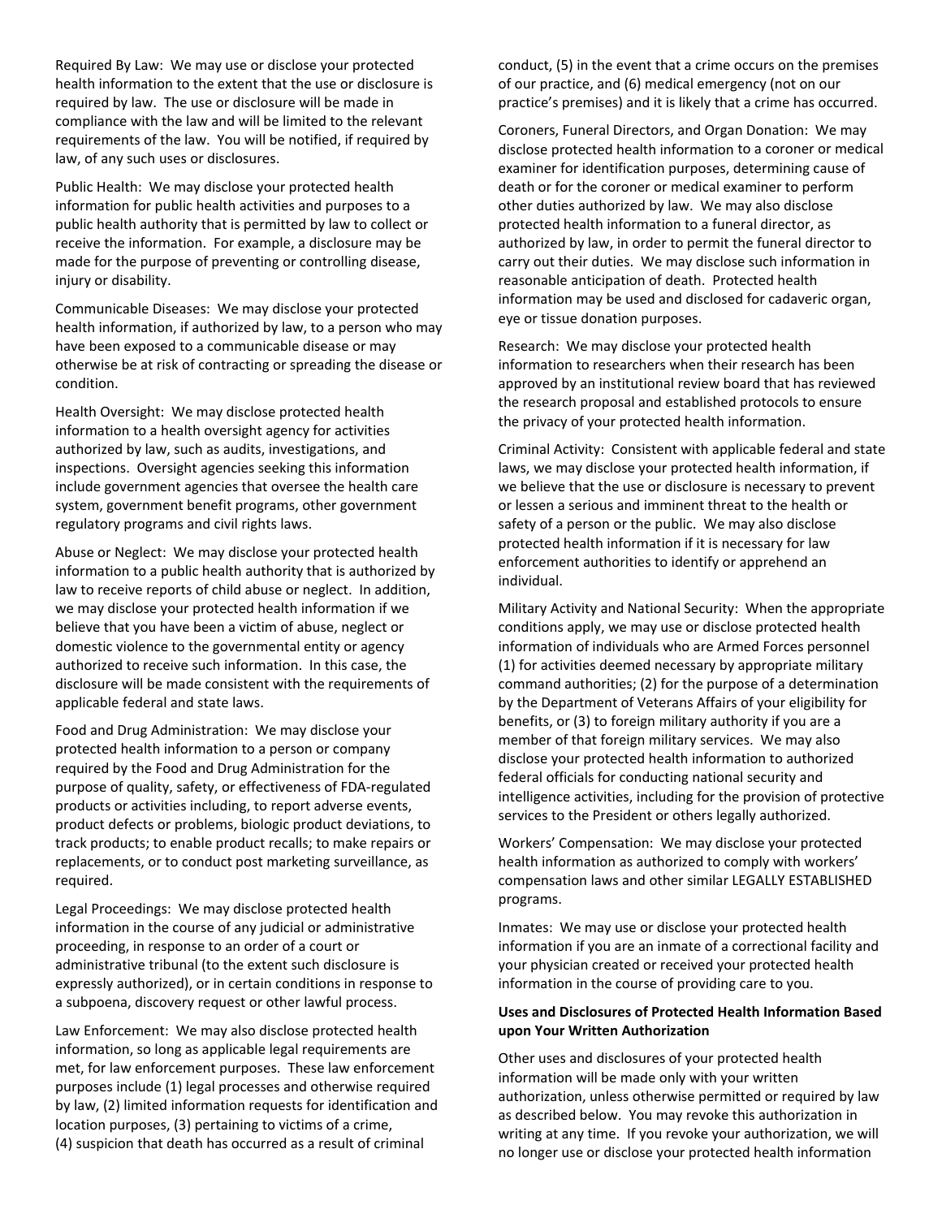Required By Law: We may use or disclose your protected health information to the extent that the use or disclosure is required by law. The use or disclosure will be made in compliance with the law and will be limited to the relevant requirements of the law. You will be notified, if required by law, of any such uses or disclosures.

Public Health: We may disclose your protected health information for public health activities and purposes to a public health authority that is permitted by law to collect or receive the information. For example, a disclosure may be made for the purpose of preventing or controlling disease, injury or disability.

Communicable Diseases: We may disclose your protected health information, if authorized by law, to a person who may have been exposed to a communicable disease or may otherwise be at risk of contracting or spreading the disease or condition.

Health Oversight: We may disclose protected health information to a health oversight agency for activities authorized by law, such as audits, investigations, and inspections. Oversight agencies seeking this information include government agencies that oversee the health care system, government benefit programs, other government regulatory programs and civil rights laws.

Abuse or Neglect: We may disclose your protected health information to a public health authority that is authorized by law to receive reports of child abuse or neglect. In addition, we may disclose your protected health information if we believe that you have been a victim of abuse, neglect or domestic violence to the governmental entity or agency authorized to receive such information. In this case, the disclosure will be made consistent with the requirements of applicable federal and state laws.

Food and Drug Administration: We may disclose your protected health information to a person or company required by the Food and Drug Administration for the purpose of quality, safety, or effectiveness of FDA-regulated products or activities including, to report adverse events, product defects or problems, biologic product deviations, to track products; to enable product recalls; to make repairs or replacements, or to conduct post marketing surveillance, as required.

Legal Proceedings: We may disclose protected health information in the course of any judicial or administrative proceeding, in response to an order of a court or administrative tribunal (to the extent such disclosure is expressly authorized), or in certain conditions in response to a subpoena, discovery request or other lawful process.

Law Enforcement: We may also disclose protected health information, so long as applicable legal requirements are met, for law enforcement purposes. These law enforcement purposes include (1) legal processes and otherwise required by law, (2) limited information requests for identification and location purposes, (3) pertaining to victims of a crime, (4) suspicion that death has occurred as a result of criminal conduct, (5) in the event that a crime occurs on the premises of our practice, and (6) medical emergency (not on our practice's premises) and it is likely that a crime has occurred.

Coroners, Funeral Directors, and Organ Donation: We may disclose protected health information to a coroner or medical examiner for identification purposes, determining cause of death or for the coroner or medical examiner to perform other duties authorized by law. We may also disclose protected health information to a funeral director, as authorized by law, in order to permit the funeral director to carry out their duties. We may disclose such information in reasonable anticipation of death. Protected health information may be used and disclosed for cadaveric organ, eye or tissue donation purposes.

Research: We may disclose your protected health information to researchers when their research has been approved by an institutional review board that has reviewed the research proposal and established protocols to ensure the privacy of your protected health information.

Criminal Activity: Consistent with applicable federal and state laws, we may disclose your protected health information, if we believe that the use or disclosure is necessary to prevent or lessen a serious and imminent threat to the health or safety of a person or the public. We may also disclose protected health information if it is necessary for law enforcement authorities to identify or apprehend an individual.

Military Activity and National Security: When the appropriate conditions apply, we may use or disclose protected health information of individuals who are Armed Forces personnel (1) for activities deemed necessary by appropriate military command authorities; (2) for the purpose of a determination by the Department of Veterans Affairs of your eligibility for benefits, or (3) to foreign military authority if you are a member of that foreign military services. We may also disclose your protected health information to authorized federal officials for conducting national security and intelligence activities, including for the provision of protective services to the President or others legally authorized.

Workers' Compensation: We may disclose your protected health information as authorized to comply with workers' compensation laws and other similar LEGALLY ESTABLISHED programs.

Inmates: We may use or disclose your protected health information if you are an inmate of a correctional facility and your physician created or received your protected health information in the course of providing care to you.

**Uses and Disclosures of Protected Health Information Based upon Your Written Authorization**

Other uses and disclosures of your protected health information will be made only with your written authorization, unless otherwise permitted or required by law as described below. You may revoke this authorization in writing at any time. If you revoke your authorization, we will no longer use or disclose your protected health information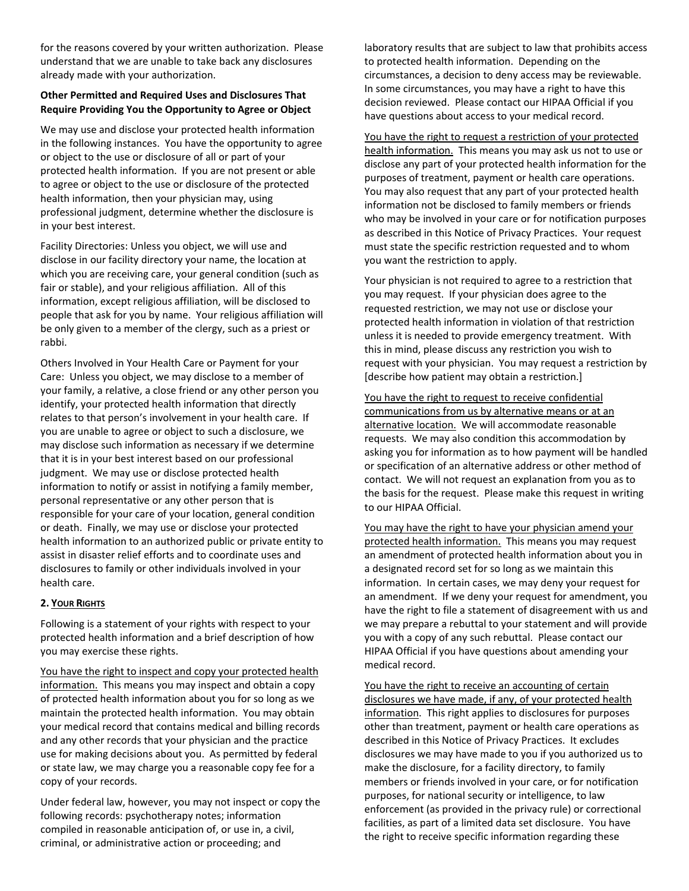for the reasons covered by your written authorization. Please understand that we are unable to take back any disclosures already made with your authorization.

**Other Permitted and Required Uses and Disclosures That Require Providing You the Opportunity to Agree or Object**

We may use and disclose your protected health information in the following instances. You have the opportunity to agree or object to the use or disclosure of all or part of your protected health information. If you are not present or able to agree or object to the use or disclosure of the protected health information, then your physician may, using professional judgment, determine whether the disclosure is in your best interest.

Facility Directories: Unless you object, we will use and disclose in our facility directory your name, the location at which you are receiving care, your general condition (such as fair or stable), and your religious affiliation. All of this information, except religious affiliation, will be disclosed to people that ask for you by name. Your religious affiliation will be only given to a member of the clergy, such as a priest or rabbi.

Others Involved in Your Health Care or Payment for your Care: Unless you object, we may disclose to a member of your family, a relative, a close friend or any other person you identify, your protected health information that directly relates to that person's involvement in your health care. If you are unable to agree or object to such a disclosure, we may disclose such information as necessary if we determine that it is in your best interest based on our professional judgment. We may use or disclose protected health information to notify or assist in notifying a family member, personal representative or any other person that is responsible for your care of your location, general condition or death. Finally, we may use or disclose your protected health information to an authorized public or private entity to assist in disaster relief efforts and to coordinate uses and disclosures to family or other individuals involved in your health care.

**2. YOUR RIGHTS**

Following is a statement of your rights with respect to your protected health information and a brief description of how you may exercise these rights.

You have the right to inspect and copy your protected health information. This means you may inspect and obtain a copy of protected health information about you for so long as we maintain the protected health information. You may obtain your medical record that contains medical and billing records and any other records that your physician and the practice use for making decisions about you. As permitted by federal or state law, we may charge you a reasonable copy fee for a copy of your records.

Under federal law, however, you may not inspect or copy the following records: psychotherapy notes; information compiled in reasonable anticipation of, or use in, a civil, criminal, or administrative action or proceeding; and laboratory results that are subject to law that prohibits access to protected health information. Depending on the circumstances, a decision to deny access may be reviewable. In some circumstances, you may have a right to have this decision reviewed. Please contact our HIPAA Official if you have questions about access to your medical record.

You have the right to request a restriction of your protected health information. This means you may ask us not to use or disclose any part of your protected health information for the purposes of treatment, payment or health care operations. You may also request that any part of your protected health information not be disclosed to family members or friends who may be involved in your care or for notification purposes as described in this Notice of Privacy Practices. Your request must state the specific restriction requested and to whom you want the restriction to apply.

Your physician is not required to agree to a restriction that you may request. If your physician does agree to the requested restriction, we may not use or disclose your protected health information in violation of that restriction unless it is needed to provide emergency treatment. With this in mind, please discuss any restriction you wish to request with your physician. You may request a restriction by [describe how patient may obtain a restriction.]

You have the right to request to receive confidential communications from us by alternative means or at an alternative location. We will accommodate reasonable requests. We may also condition this accommodation by asking you for information as to how payment will be handled or specification of an alternative address or other method of contact. We will not request an explanation from you as to the basis for the request. Please make this request in writing to our HIPAA Official.

You may have the right to have your physician amend your protected health information. This means you may request an amendment of protected health information about you in a designated record set for so long as we maintain this information. In certain cases, we may deny your request for an amendment. If we deny your request for amendment, you have the right to file a statement of disagreement with us and we may prepare a rebuttal to your statement and will provide you with a copy of any such rebuttal. Please contact our HIPAA Official if you have questions about amending your medical record.

You have the right to receive an accounting of certain disclosures we have made, if any, of your protected health information. This right applies to disclosures for purposes other than treatment, payment or health care operations as described in this Notice of Privacy Practices. It excludes disclosures we may have made to you if you authorized us to make the disclosure, for a facility directory, to family members or friends involved in your care, or for notification purposes, for national security or intelligence, to law enforcement (as provided in the privacy rule) or correctional facilities, as part of a limited data set disclosure. You have the right to receive specific information regarding these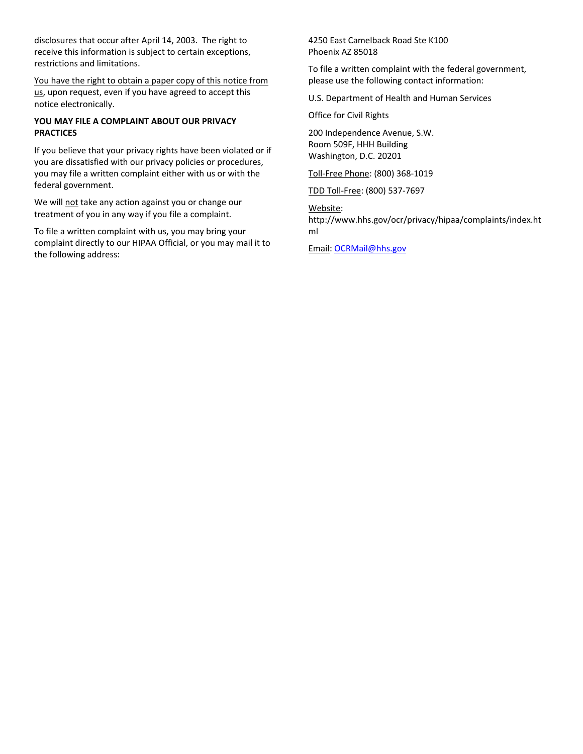disclosures that occur after April 14, 2003. The right to receive this information is subject to certain exceptions, restrictions and limitations.

You have the right to obtain a paper copy of this notice from us, upon request, even if you have agreed to accept this notice electronically.

**YOU MAY FILE A COMPLAINT ABOUT OUR PRIVACY PRACTICES**

If you believe that your privacy rights have been violated or if you are dissatisfied with our privacy policies or procedures, you may file a written complaint either with us or with the federal government.

We will not take any action against you or change our treatment of you in any way if you file a complaint.

To file a written complaint with us, you may bring your complaint directly to our HIPAA Official, or you may mail it to the following address:

4250 East Camelback Road Ste K100
Phoenix AZ 85018

To file a written complaint with the federal government, please use the following contact information:

U.S. Department of Health and Human Services

Office for Civil Rights

200 Independence Avenue, S.W.
Room 509F, HHH Building
Washington, D.C. 20201

Toll-Free Phone: (800) 368-1019

TDD Toll-Free: (800) 537-7697

Website:
http://www.hhs.gov/ocr/privacy/hipaa/complaints/index.html

Email: OCRMail@hhs.gov